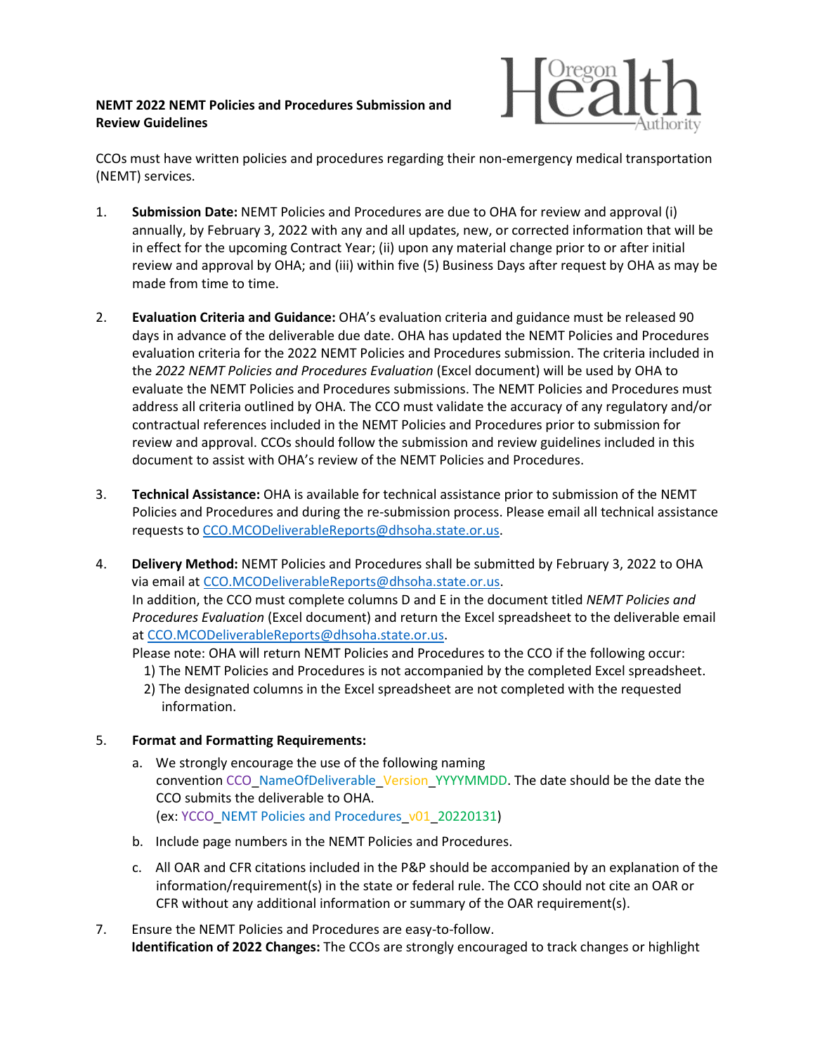**NEMT 2022 NEMT Policies and Procedures Submission and Review Guidelines**

CCOs must have written policies and procedures regarding their non-emergency medical transportation (NEMT) services.

1. **Submission Date:** NEMT Policies and Procedures are due to OHA for review and approval (i) annually, by February 3, 2022 with any and all updates, new, or corrected information that will be in effect for the upcoming Contract Year; (ii) upon any material change prior to or after initial review and approval by OHA; and (iii) within five (5) Business Days after request by OHA as may be made from time to time.

2. **Evaluation Criteria and Guidance:** OHA's evaluation criteria and guidance must be released 90 days in advance of the deliverable due date. OHA has updated the NEMT Policies and Procedures evaluation criteria for the 2022 NEMT Policies and Procedures submission. The criteria included in the *2022 NEMT Policies and Procedures Evaluation* (Excel document) will be used by OHA to evaluate the NEMT Policies and Procedures submissions. The NEMT Policies and Procedures must address all criteria outlined by OHA. The CCO must validate the accuracy of any regulatory and/or contractual references included in the NEMT Policies and Procedures prior to submission for review and approval. CCOs should follow the submission and review guidelines included in this document to assist with OHA's review of the NEMT Policies and Procedures.

3. **Technical Assistance:** OHA is available for technical assistance prior to submission of the NEMT Policies and Procedures and during the re-submission process. Please email all technical assistance requests to CCO.MCODeliverableReports@dhsoha.state.or.us.

4. **Delivery Method:** NEMT Policies and Procedures shall be submitted by February 3, 2022 to OHA via email at CCO.MCODeliverableReports@dhsoha.state.or.us.
   In addition, the CCO must complete columns D and E in the document titled *NEMT Policies and Procedures Evaluation* (Excel document) and return the Excel spreadsheet to the deliverable email at CCO.MCODeliverableReports@dhsoha.state.or.us.
   Please note: OHA will return NEMT Policies and Procedures to the CCO if the following occur:
   1) The NEMT Policies and Procedures is not accompanied by the completed Excel spreadsheet.
   2) The designated columns in the Excel spreadsheet are not completed with the requested information.

5. **Format and Formatting Requirements:**
   a. We strongly encourage the use of the following naming convention CCO_NameOfDeliverable_Version_YYYYMMDD. The date should be the date the CCO submits the deliverable to OHA.
   (ex: YCCO_NEMT Policies and Procedures_v01_20220131)
   b. Include page numbers in the NEMT Policies and Procedures.
   c. All OAR and CFR citations included in the P&P should be accompanied by an explanation of the information/requirement(s) in the state or federal rule. The CCO should not cite an OAR or CFR without any additional information or summary of the OAR requirement(s).

7. Ensure the NEMT Policies and Procedures are easy-to-follow.
   **Identification of 2022 Changes:** The CCOs are strongly encouraged to track changes or highlight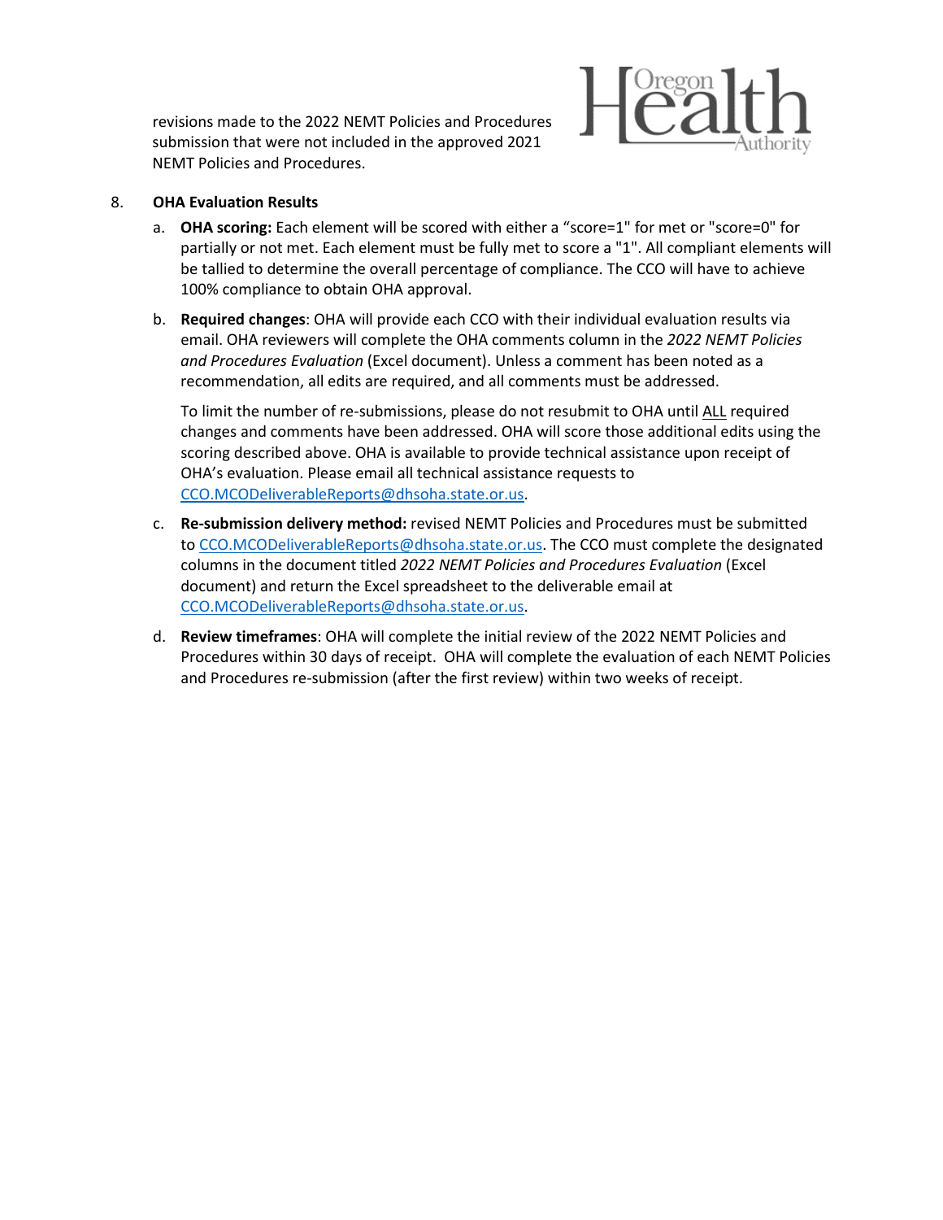revisions made to the 2022 NEMT Policies and Procedures submission that were not included in the approved 2021 NEMT Policies and Procedures.

8. **OHA Evaluation Results**

   a. **OHA scoring:** Each element will be scored with either a "score=1" for met or "score=0" for partially or not met. Each element must be fully met to score a "1". All compliant elements will be tallied to determine the overall percentage of compliance. The CCO will have to achieve 100% compliance to obtain OHA approval.

   b. **Required changes**: OHA will provide each CCO with their individual evaluation results via email. OHA reviewers will complete the OHA comments column in the *2022 NEMT Policies and Procedures Evaluation* (Excel document). Unless a comment has been noted as a recommendation, all edits are required, and all comments must be addressed.

      To limit the number of re-submissions, please do not resubmit to OHA until ALL required changes and comments have been addressed. OHA will score those additional edits using the scoring described above. OHA is available to provide technical assistance upon receipt of OHA's evaluation. Please email all technical assistance requests to CCO.MCODeliverableReports@dhsoha.state.or.us.

   c. **Re-submission delivery method:** revised NEMT Policies and Procedures must be submitted to CCO.MCODeliverableReports@dhsoha.state.or.us. The CCO must complete the designated columns in the document titled *2022 NEMT Policies and Procedures Evaluation* (Excel document) and return the Excel spreadsheet to the deliverable email at CCO.MCODeliverableReports@dhsoha.state.or.us.

   d. **Review timeframes**: OHA will complete the initial review of the 2022 NEMT Policies and Procedures within 30 days of receipt. OHA will complete the evaluation of each NEMT Policies and Procedures re-submission (after the first review) within two weeks of receipt.